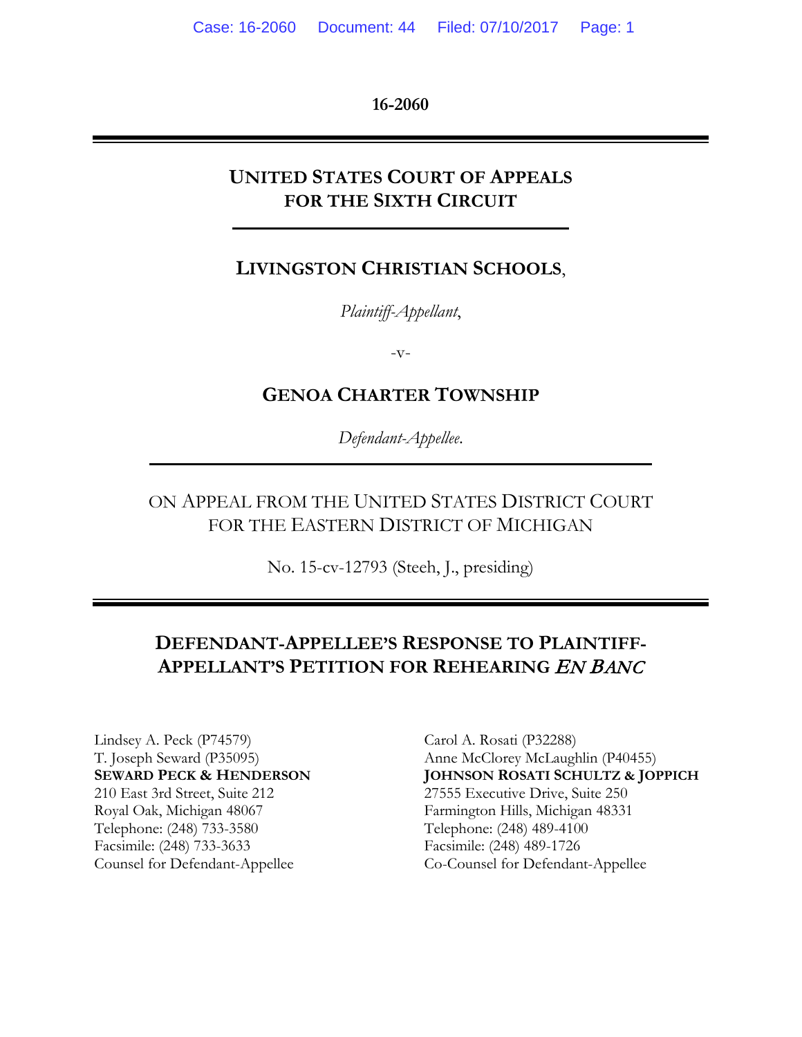**16-2060**

---

## UNITED STATES COURT OF APPEALS FOR THE SIXTH CIRCUIT

---

**LIVINGSTON CHRISTIAN SCHOOLS**,

*Plaintiff-Appellant*,

-v-

**GENOA CHARTER TOWNSHIP**

*Defendant-Appellee*.

---

ON APPEAL FROM THE UNITED STATES DISTRICT COURT FOR THE EASTERN DISTRICT OF MICHIGAN

No. 15-cv-12793 (Steeh, J., presiding)

---

## DEFENDANT-APPELLEE'S RESPONSE TO PLAINTIFF-APPELLANT'S PETITION FOR REHEARING *EN BANC*

Lindsey A. Peck (P74579)
T. Joseph Seward (P35095)
**SEWARD PECK & HENDERSON**
210 East 3rd Street, Suite 212
Royal Oak, Michigan 48067
Telephone: (248) 733-3580
Facsimile: (248) 733-3633
Counsel for Defendant-Appellee

Carol A. Rosati (P32288)
Anne McClorey McLaughlin (P40455)
**JOHNSON ROSATI SCHULTZ & JOPPICH**
27555 Executive Drive, Suite 250
Farmington Hills, Michigan 48331
Telephone: (248) 489-4100
Facsimile: (248) 489-1726
Co-Counsel for Defendant-Appellee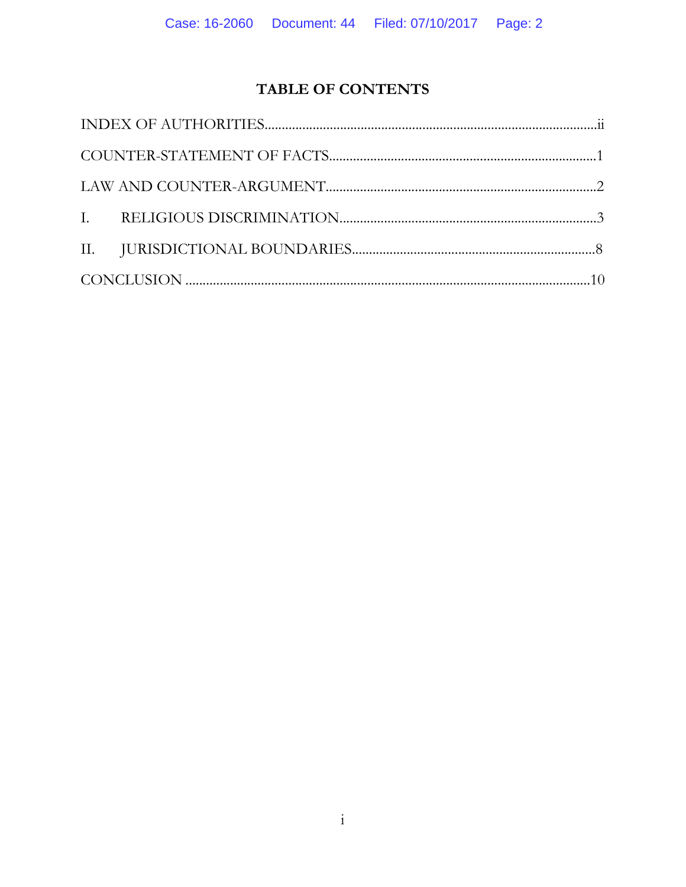# TABLE OF CONTENTS

INDEX OF AUTHORITIES.....ii

COUNTER-STATEMENT OF FACTS.....1

LAW AND COUNTER-ARGUMENT.....2

I. RELIGIOUS DISCRIMINATION.....3

II. JURISDICTIONAL BOUNDARIES.....8

CONCLUSION.....10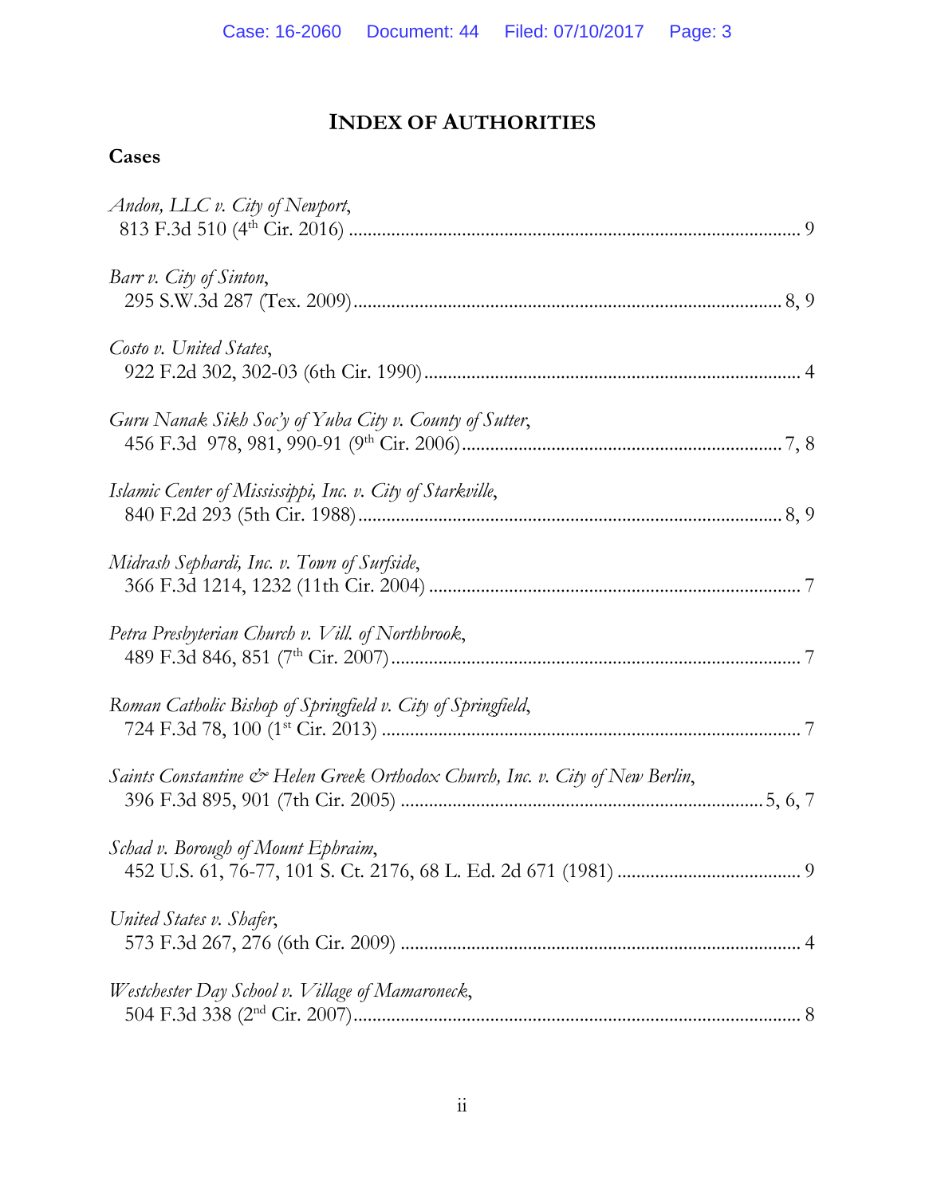# INDEX OF AUTHORITIES

## Cases

*Andon, LLC v. City of Newport*,
813 F.3d 510 (4th Cir. 2016) ........................................................................................ 9

*Barr v. City of Sinton*,
295 S.W.3d 287 (Tex. 2009) ....................................................................................... 8, 9

*Costo v. United States*,
922 F.2d 302, 302-03 (6th Cir. 1990) ............................................................................ 4

*Guru Nanak Sikh Soc'y of Yuba City v. County of Sutter*,
456 F.3d 978, 981, 990-91 (9th Cir. 2006) ................................................................. 7, 8

*Islamic Center of Mississippi, Inc. v. City of Starkville*,
840 F.2d 293 (5th Cir. 1988) ..................................................................................... 8, 9

*Midrash Sephardi, Inc. v. Town of Surfside*,
366 F.3d 1214, 1232 (11th Cir. 2004) ........................................................................... 7

*Petra Presbyterian Church v. Vill. of Northbrook*,
489 F.3d 846, 851 (7th Cir. 2007) ................................................................................. 7

*Roman Catholic Bishop of Springfield v. City of Springfield*,
724 F.3d 78, 100 (1st Cir. 2013) ................................................................................... 7

*Saints Constantine & Helen Greek Orthodox Church, Inc. v. City of New Berlin*,
396 F.3d 895, 901 (7th Cir. 2005) ........................................................................... 5, 6, 7

*Schad v. Borough of Mount Ephraim*,
452 U.S. 61, 76-77, 101 S. Ct. 2176, 68 L. Ed. 2d 671 (1981) ........................................ 9

*United States v. Shafer*,
573 F.3d 267, 276 (6th Cir. 2009) ................................................................................. 4

*Westchester Day School v. Village of Mamaroneck*,
504 F.3d 338 (2nd Cir. 2007) ....................................................................................... 8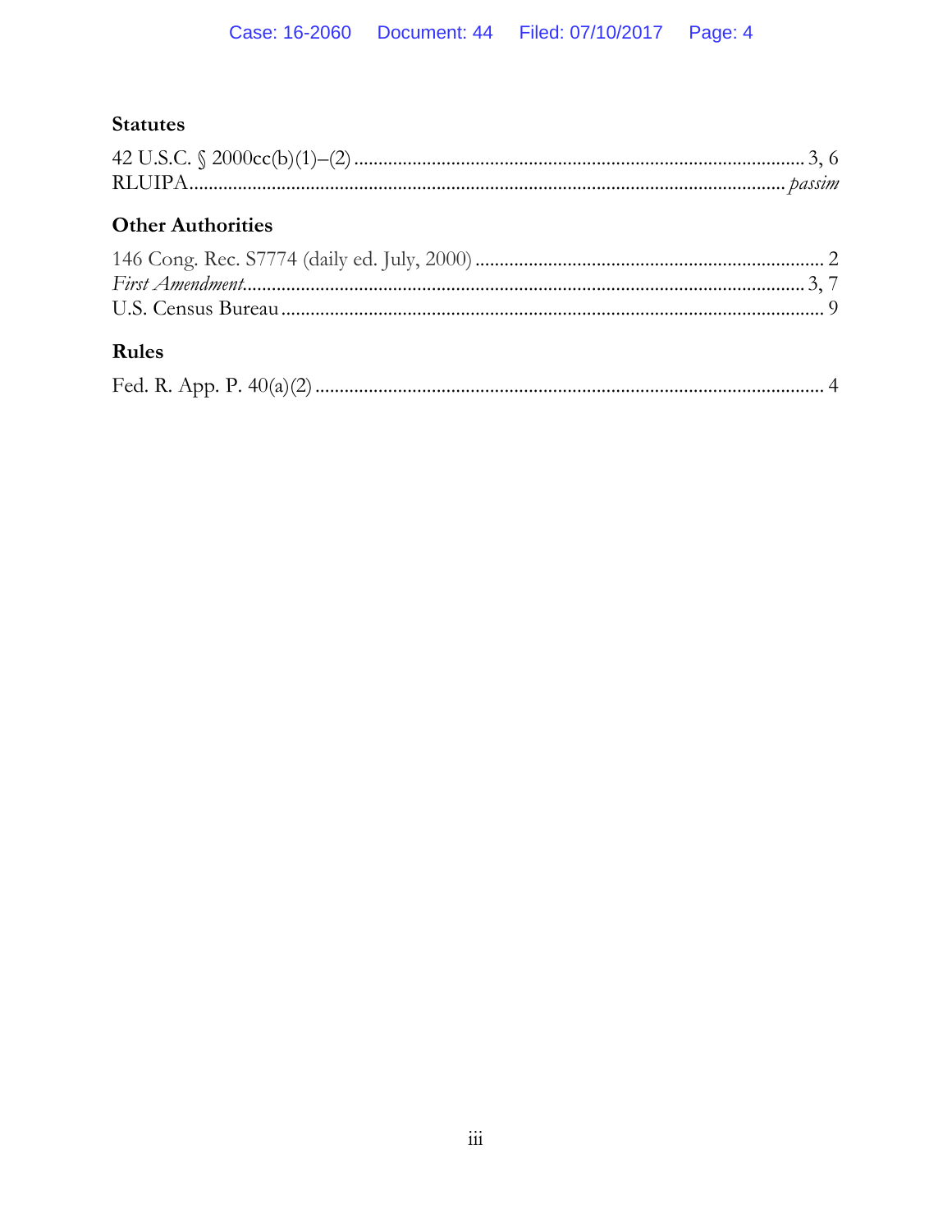### Statutes

42 U.S.C. § 2000cc(b)(1)–(2) ........................................................................................... 3, 6
RLUIPA........................................................................................................................ *passim*

### Other Authorities

146 Cong. Rec. S7774 (daily ed. July, 2000) ........................................................................ 2
*First Amendment*................................................................................................................. 3, 7
U.S. Census Bureau ............................................................................................................... 9

### Rules

Fed. R. App. P. 40(a)(2) ........................................................................................................ 4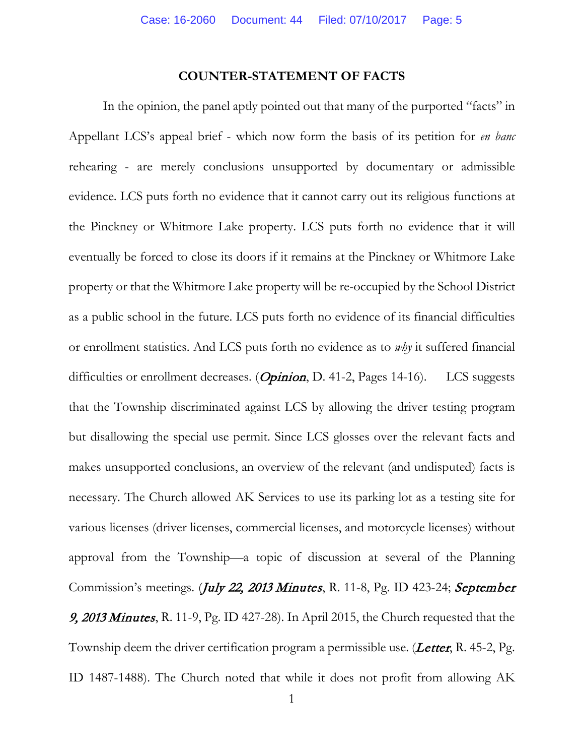## COUNTER-STATEMENT OF FACTS

In the opinion, the panel aptly pointed out that many of the purported "facts" in Appellant LCS's appeal brief - which now form the basis of its petition for *en banc* rehearing - are merely conclusions unsupported by documentary or admissible evidence. LCS puts forth no evidence that it cannot carry out its religious functions at the Pinckney or Whitmore Lake property. LCS puts forth no evidence that it will eventually be forced to close its doors if it remains at the Pinckney or Whitmore Lake property or that the Whitmore Lake property will be re-occupied by the School District as a public school in the future. LCS puts forth no evidence of its financial difficulties or enrollment statistics. And LCS puts forth no evidence as to *why* it suffered financial difficulties or enrollment decreases. (*Opinion*, D. 41-2, Pages 14-16). LCS suggests that the Township discriminated against LCS by allowing the driver testing program but disallowing the special use permit. Since LCS glosses over the relevant facts and makes unsupported conclusions, an overview of the relevant (and undisputed) facts is necessary. The Church allowed AK Services to use its parking lot as a testing site for various licenses (driver licenses, commercial licenses, and motorcycle licenses) without approval from the Township—a topic of discussion at several of the Planning Commission's meetings. (*July 22, 2013 Minutes*, R. 11-8, Pg. ID 423-24; *September 9, 2013 Minutes*, R. 11-9, Pg. ID 427-28). In April 2015, the Church requested that the Township deem the driver certification program a permissible use. (*Letter*, R. 45-2, Pg. ID 1487-1488). The Church noted that while it does not profit from allowing AK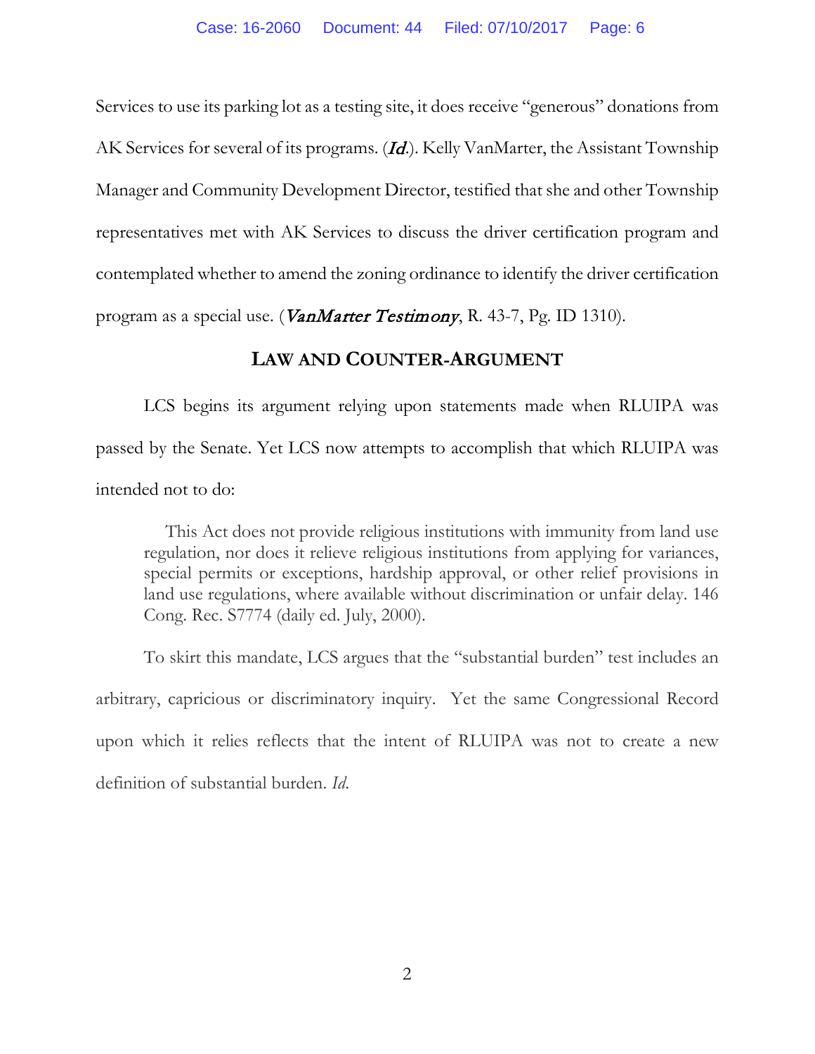Services to use its parking lot as a testing site, it does receive "generous" donations from AK Services for several of its programs. (*Id*.). Kelly VanMarter, the Assistant Township Manager and Community Development Director, testified that she and other Township representatives met with AK Services to discuss the driver certification program and contemplated whether to amend the zoning ordinance to identify the driver certification program as a special use. (*VanMarter Testimony*, R. 43-7, Pg. ID 1310).

## LAW AND COUNTER-ARGUMENT

LCS begins its argument relying upon statements made when RLUIPA was passed by the Senate. Yet LCS now attempts to accomplish that which RLUIPA was intended not to do:

> This Act does not provide religious institutions with immunity from land use regulation, nor does it relieve religious institutions from applying for variances, special permits or exceptions, hardship approval, or other relief provisions in land use regulations, where available without discrimination or unfair delay. 146 Cong. Rec. S7774 (daily ed. July, 2000).

To skirt this mandate, LCS argues that the "substantial burden" test includes an arbitrary, capricious or discriminatory inquiry. Yet the same Congressional Record upon which it relies reflects that the intent of RLUIPA was not to create a new definition of substantial burden. *Id*.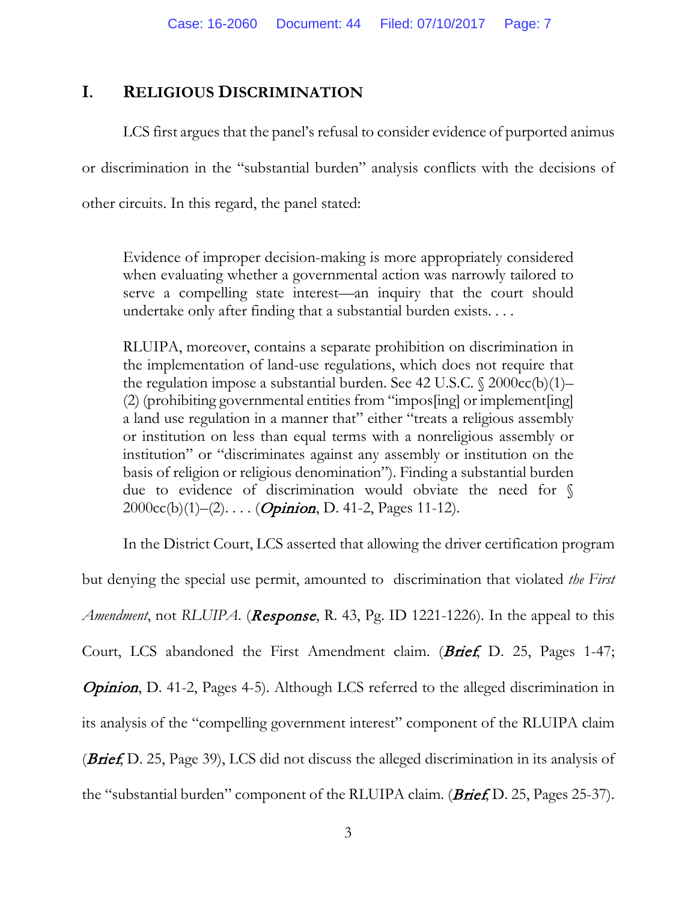## I. RELIGIOUS DISCRIMINATION

LCS first argues that the panel's refusal to consider evidence of purported animus or discrimination in the "substantial burden" analysis conflicts with the decisions of other circuits. In this regard, the panel stated:

> Evidence of improper decision-making is more appropriately considered when evaluating whether a governmental action was narrowly tailored to serve a compelling state interest—an inquiry that the court should undertake only after finding that a substantial burden exists. . . .
>
> RLUIPA, moreover, contains a separate prohibition on discrimination in the implementation of land-use regulations, which does not require that the regulation impose a substantial burden. See 42 U.S.C. § 2000cc(b)(1)–(2) (prohibiting governmental entities from "impos[ing] or implement[ing] a land use regulation in a manner that" either "treats a religious assembly or institution on less than equal terms with a nonreligious assembly or institution" or "discriminates against any assembly or institution on the basis of religion or religious denomination"). Finding a substantial burden due to evidence of discrimination would obviate the need for § 2000cc(b)(1)–(2). . . . (***Opinion***, D. 41-2, Pages 11-12).

In the District Court, LCS asserted that allowing the driver certification program but denying the special use permit, amounted to discrimination that violated *the First Amendment*, not *RLUIPA*. (***Response***, R. 43, Pg. ID 1221-1226). In the appeal to this Court, LCS abandoned the First Amendment claim. (***Brief***, D. 25, Pages 1-47; ***Opinion***, D. 41-2, Pages 4-5). Although LCS referred to the alleged discrimination in its analysis of the "compelling government interest" component of the RLUIPA claim (***Brief***, D. 25, Page 39), LCS did not discuss the alleged discrimination in its analysis of the "substantial burden" component of the RLUIPA claim. (***Brief***, D. 25, Pages 25-37).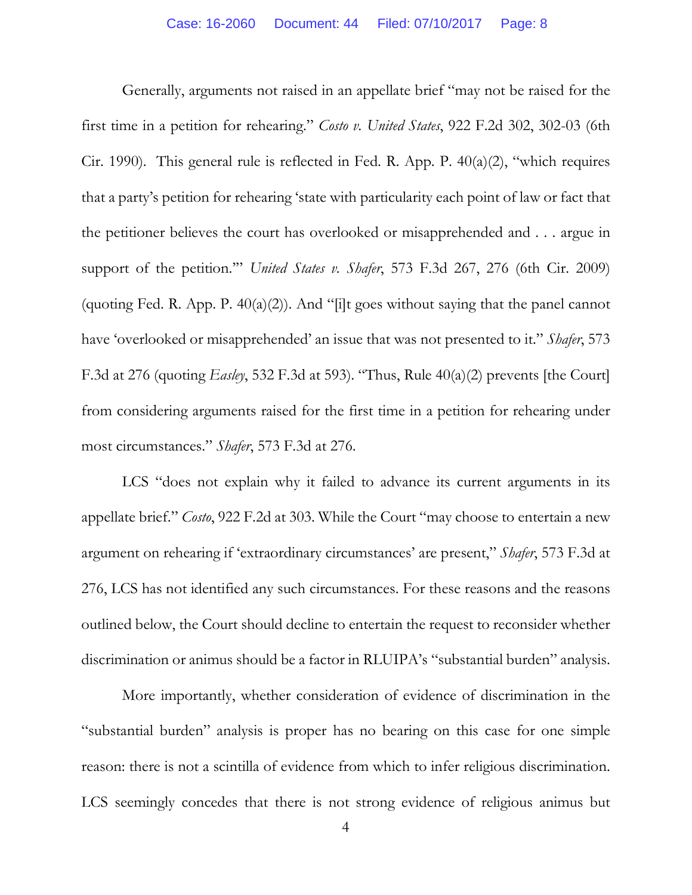Generally, arguments not raised in an appellate brief "may not be raised for the first time in a petition for rehearing." *Costo v. United States*, 922 F.2d 302, 302-03 (6th Cir. 1990). This general rule is reflected in Fed. R. App. P. 40(a)(2), "which requires that a party's petition for rehearing 'state with particularity each point of law or fact that the petitioner believes the court has overlooked or misapprehended and . . . argue in support of the petition.'" *United States v. Shafer*, 573 F.3d 267, 276 (6th Cir. 2009) (quoting Fed. R. App. P. 40(a)(2)). And "[i]t goes without saying that the panel cannot have 'overlooked or misapprehended' an issue that was not presented to it." *Shafer*, 573 F.3d at 276 (quoting *Easley*, 532 F.3d at 593). "Thus, Rule 40(a)(2) prevents [the Court] from considering arguments raised for the first time in a petition for rehearing under most circumstances." *Shafer*, 573 F.3d at 276.

LCS "does not explain why it failed to advance its current arguments in its appellate brief." *Costo*, 922 F.2d at 303. While the Court "may choose to entertain a new argument on rehearing if 'extraordinary circumstances' are present," *Shafer*, 573 F.3d at 276, LCS has not identified any such circumstances. For these reasons and the reasons outlined below, the Court should decline to entertain the request to reconsider whether discrimination or animus should be a factor in RLUIPA's "substantial burden" analysis.

More importantly, whether consideration of evidence of discrimination in the "substantial burden" analysis is proper has no bearing on this case for one simple reason: there is not a scintilla of evidence from which to infer religious discrimination. LCS seemingly concedes that there is not strong evidence of religious animus but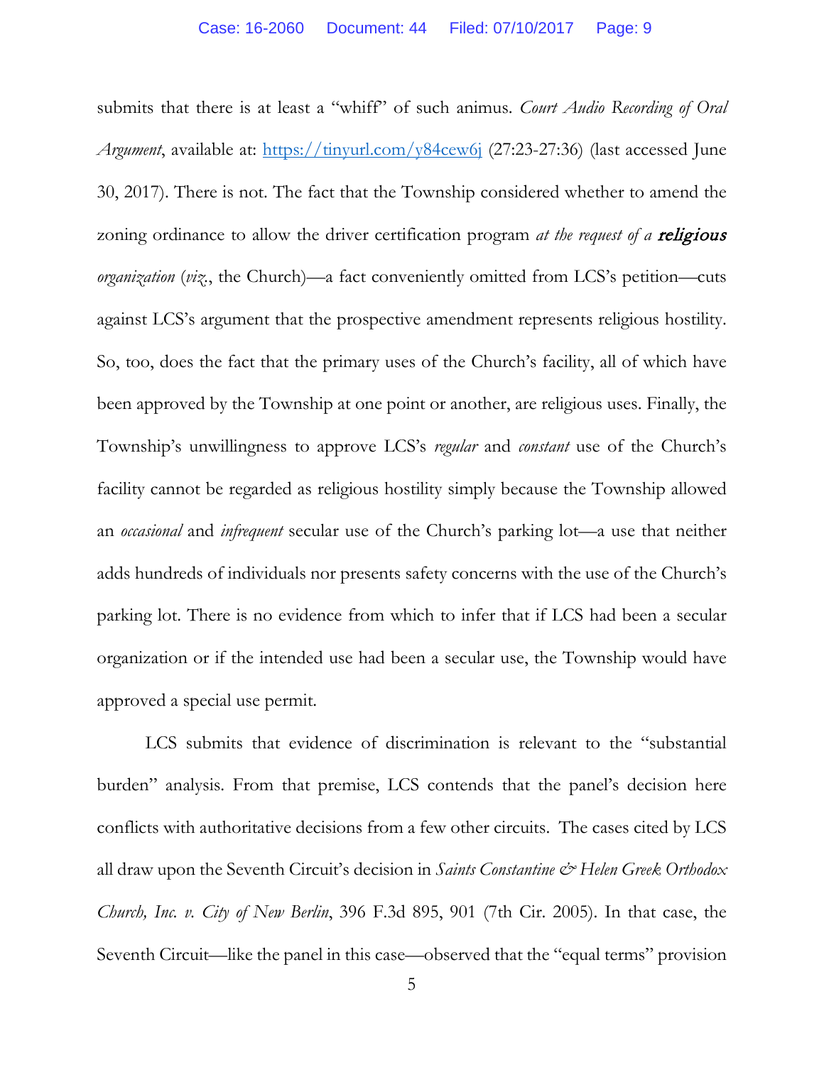submits that there is at least a "whiff" of such animus. *Court Audio Recording of Oral Argument*, available at: https://tinyurl.com/y84cew6j (27:23-27:36) (last accessed June 30, 2017). There is not. The fact that the Township considered whether to amend the zoning ordinance to allow the driver certification program *at the request of a **religious** organization* (*viz.*, the Church)—a fact conveniently omitted from LCS's petition—cuts against LCS's argument that the prospective amendment represents religious hostility. So, too, does the fact that the primary uses of the Church's facility, all of which have been approved by the Township at one point or another, are religious uses. Finally, the Township's unwillingness to approve LCS's *regular* and *constant* use of the Church's facility cannot be regarded as religious hostility simply because the Township allowed an *occasional* and *infrequent* secular use of the Church's parking lot—a use that neither adds hundreds of individuals nor presents safety concerns with the use of the Church's parking lot. There is no evidence from which to infer that if LCS had been a secular organization or if the intended use had been a secular use, the Township would have approved a special use permit.

LCS submits that evidence of discrimination is relevant to the "substantial burden" analysis. From that premise, LCS contends that the panel's decision here conflicts with authoritative decisions from a few other circuits. The cases cited by LCS all draw upon the Seventh Circuit's decision in *Saints Constantine & Helen Greek Orthodox Church, Inc. v. City of New Berlin*, 396 F.3d 895, 901 (7th Cir. 2005). In that case, the Seventh Circuit—like the panel in this case—observed that the "equal terms" provision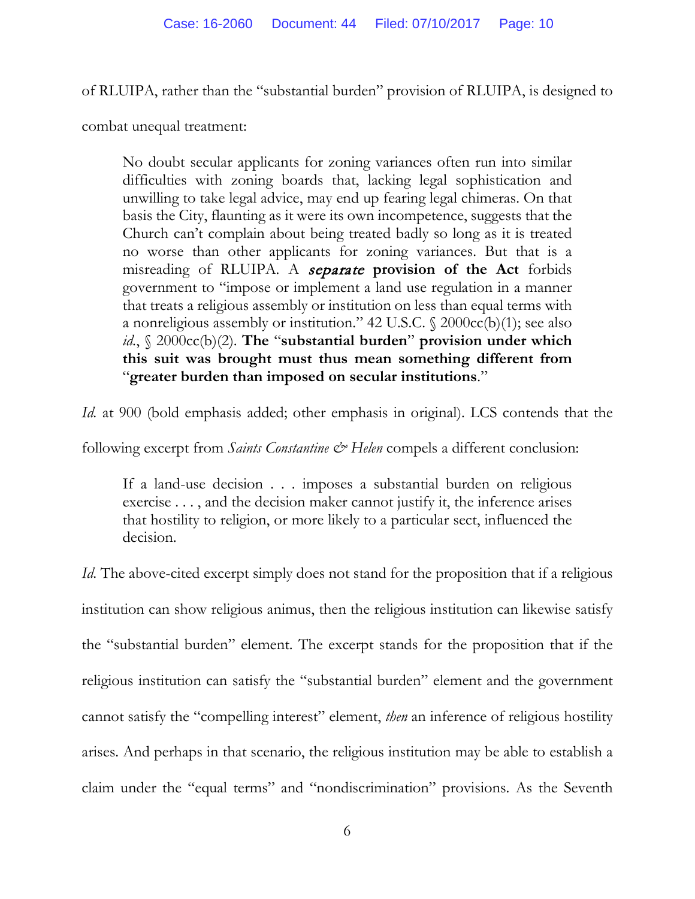of RLUIPA, rather than the "substantial burden" provision of RLUIPA, is designed to combat unequal treatment:

> No doubt secular applicants for zoning variances often run into similar difficulties with zoning boards that, lacking legal sophistication and unwilling to take legal advice, may end up fearing legal chimeras. On that basis the City, flaunting as it were its own incompetence, suggests that the Church can't complain about being treated badly so long as it is treated no worse than other applicants for zoning variances. But that is a misreading of RLUIPA. A ***separate*** **provision of the Act** forbids government to "impose or implement a land use regulation in a manner that treats a religious assembly or institution on less than equal terms with a nonreligious assembly or institution." 42 U.S.C. § 2000cc(b)(1); see also *id.*, § 2000cc(b)(2). **The "substantial burden" provision under which this suit was brought must thus mean something different from "greater burden than imposed on secular institutions."**

*Id.* at 900 (bold emphasis added; other emphasis in original). LCS contends that the following excerpt from *Saints Constantine & Helen* compels a different conclusion:

> If a land-use decision . . . imposes a substantial burden on religious exercise . . . , and the decision maker cannot justify it, the inference arises that hostility to religion, or more likely to a particular sect, influenced the decision.

*Id.* The above-cited excerpt simply does not stand for the proposition that if a religious institution can show religious animus, then the religious institution can likewise satisfy the "substantial burden" element. The excerpt stands for the proposition that if the religious institution can satisfy the "substantial burden" element and the government cannot satisfy the "compelling interest" element, *then* an inference of religious hostility arises. And perhaps in that scenario, the religious institution may be able to establish a claim under the "equal terms" and "nondiscrimination" provisions. As the Seventh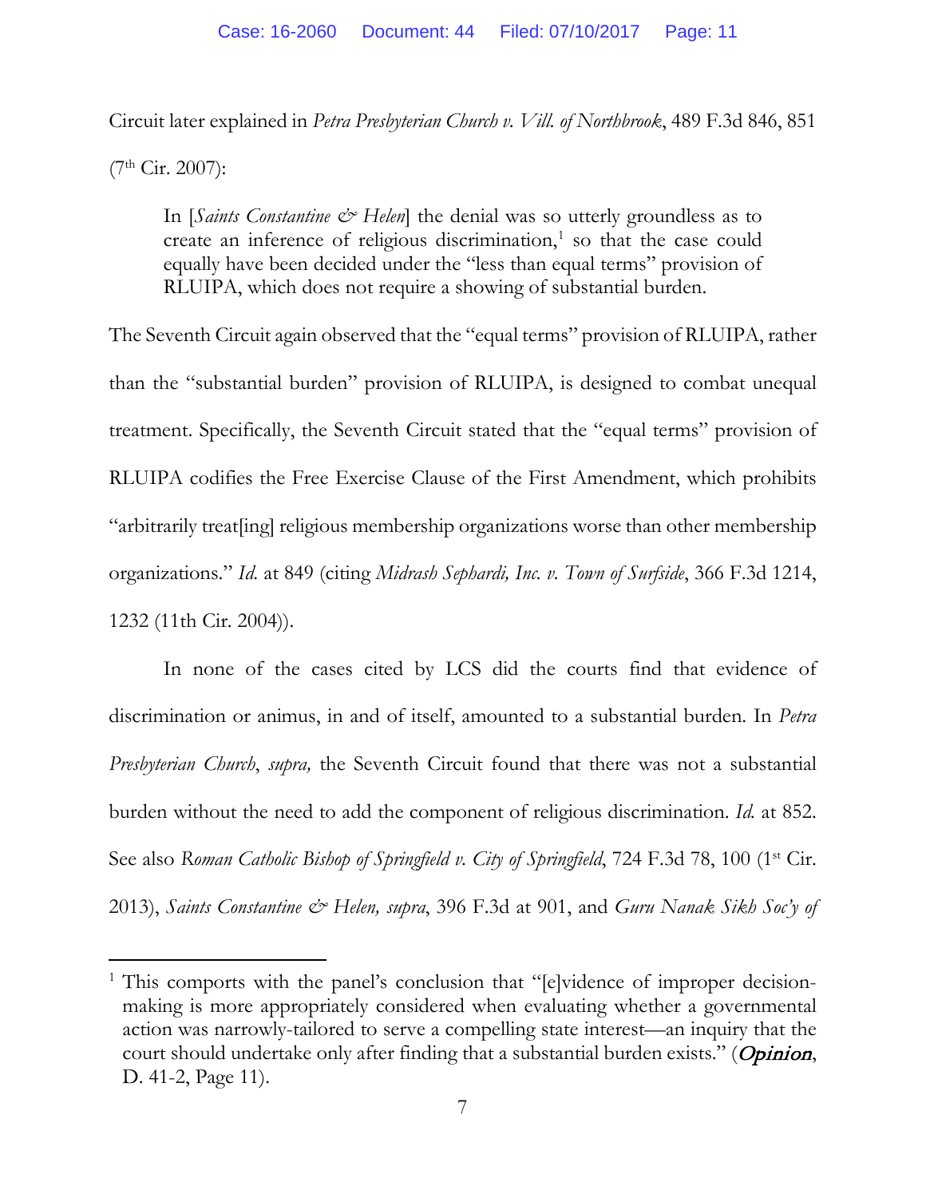Circuit later explained in *Petra Presbyterian Church v. Vill. of Northbrook*, 489 F.3d 846, 851 (7th Cir. 2007):

> In [*Saints Constantine & Helen*] the denial was so utterly groundless as to create an inference of religious discrimination,[1] so that the case could equally have been decided under the "less than equal terms" provision of RLUIPA, which does not require a showing of substantial burden.

The Seventh Circuit again observed that the "equal terms" provision of RLUIPA, rather than the "substantial burden" provision of RLUIPA, is designed to combat unequal treatment. Specifically, the Seventh Circuit stated that the "equal terms" provision of RLUIPA codifies the Free Exercise Clause of the First Amendment, which prohibits "arbitrarily treat[ing] religious membership organizations worse than other membership organizations." *Id.* at 849 (citing *Midrash Sephardi, Inc. v. Town of Surfside*, 366 F.3d 1214, 1232 (11th Cir. 2004)).

In none of the cases cited by LCS did the courts find that evidence of discrimination or animus, in and of itself, amounted to a substantial burden. In *Petra Presbyterian Church*, *supra,* the Seventh Circuit found that there was not a substantial burden without the need to add the component of religious discrimination. *Id.* at 852. See also *Roman Catholic Bishop of Springfield v. City of Springfield*, 724 F.3d 78, 100 (1st Cir. 2013), *Saints Constantine & Helen, supra*, 396 F.3d at 901, and *Guru Nanak Sikh Soc'y of*

---

[1] This comports with the panel's conclusion that "[e]vidence of improper decision-making is more appropriately considered when evaluating whether a governmental action was narrowly-tailored to serve a compelling state interest—an inquiry that the court should undertake only after finding that a substantial burden exists." (*Opinion*, D. 41-2, Page 11).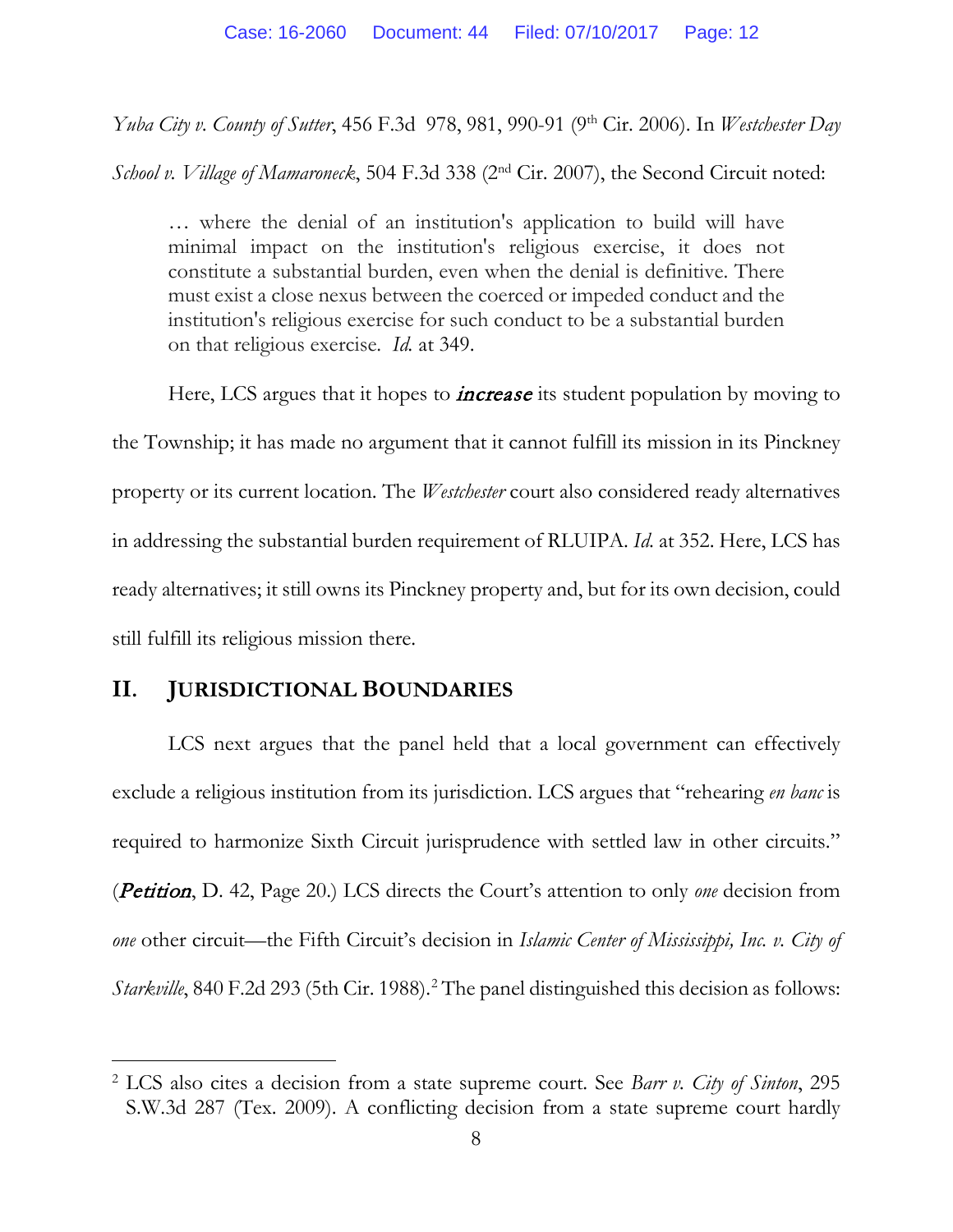*Yuba City v. County of Sutter*, 456 F.3d 978, 981, 990-91 (9th Cir. 2006). In *Westchester Day School v. Village of Mamaroneck*, 504 F.3d 338 (2nd Cir. 2007), the Second Circuit noted:

> … where the denial of an institution's application to build will have minimal impact on the institution's religious exercise, it does not constitute a substantial burden, even when the denial is definitive. There must exist a close nexus between the coerced or impeded conduct and the institution's religious exercise for such conduct to be a substantial burden on that religious exercise. *Id.* at 349.

Here, LCS argues that it hopes to ***increase*** its student population by moving to the Township; it has made no argument that it cannot fulfill its mission in its Pinckney property or its current location. The *Westchester* court also considered ready alternatives in addressing the substantial burden requirement of RLUIPA. *Id.* at 352. Here, LCS has ready alternatives; it still owns its Pinckney property and, but for its own decision, could still fulfill its religious mission there.

## II. JURISDICTIONAL BOUNDARIES

LCS next argues that the panel held that a local government can effectively exclude a religious institution from its jurisdiction. LCS argues that "rehearing *en banc* is required to harmonize Sixth Circuit jurisprudence with settled law in other circuits." (***Petition***, D. 42, Page 20.) LCS directs the Court's attention to only *one* decision from *one* other circuit—the Fifth Circuit's decision in *Islamic Center of Mississippi, Inc. v. City of Starkville*, 840 F.2d 293 (5th Cir. 1988).[2] The panel distinguished this decision as follows:

[2] LCS also cites a decision from a state supreme court. See *Barr v. City of Sinton*, 295 S.W.3d 287 (Tex. 2009). A conflicting decision from a state supreme court hardly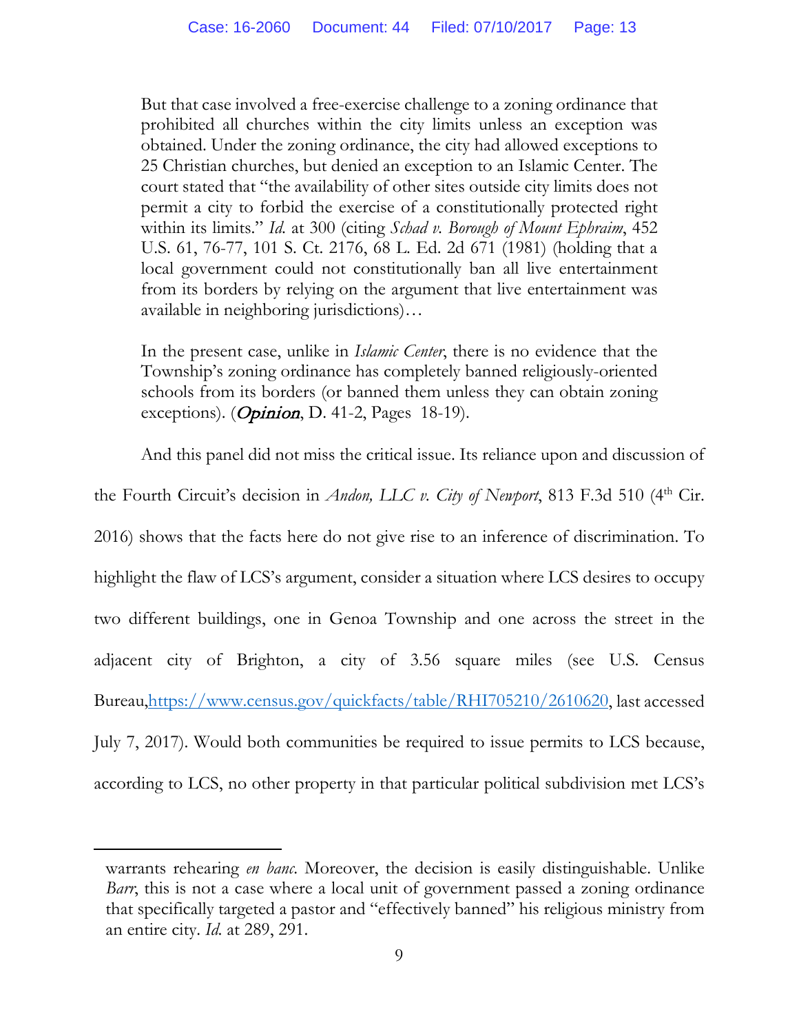> But that case involved a free-exercise challenge to a zoning ordinance that prohibited all churches within the city limits unless an exception was obtained. Under the zoning ordinance, the city had allowed exceptions to 25 Christian churches, but denied an exception to an Islamic Center. The court stated that "the availability of other sites outside city limits does not permit a city to forbid the exercise of a constitutionally protected right within its limits." *Id.* at 300 (citing *Schad v. Borough of Mount Ephraim*, 452 U.S. 61, 76-77, 101 S. Ct. 2176, 68 L. Ed. 2d 671 (1981) (holding that a local government could not constitutionally ban all live entertainment from its borders by relying on the argument that live entertainment was available in neighboring jurisdictions)…
>
> In the present case, unlike in *Islamic Center*, there is no evidence that the Township's zoning ordinance has completely banned religiously-oriented schools from its borders (or banned them unless they can obtain zoning exceptions). (***Opinion***, D. 41-2, Pages 18-19).

And this panel did not miss the critical issue. Its reliance upon and discussion of the Fourth Circuit's decision in *Andon, LLC v. City of Newport*, 813 F.3d 510 (4th Cir. 2016) shows that the facts here do not give rise to an inference of discrimination. To highlight the flaw of LCS's argument, consider a situation where LCS desires to occupy two different buildings, one in Genoa Township and one across the street in the adjacent city of Brighton, a city of 3.56 square miles (see U.S. Census Bureau,https://www.census.gov/quickfacts/table/RHI705210/2610620, last accessed July 7, 2017). Would both communities be required to issue permits to LCS because, according to LCS, no other property in that particular political subdivision met LCS's

---

warrants rehearing *en banc*. Moreover, the decision is easily distinguishable. Unlike *Barr*, this is not a case where a local unit of government passed a zoning ordinance that specifically targeted a pastor and "effectively banned" his religious ministry from an entire city. *Id.* at 289, 291.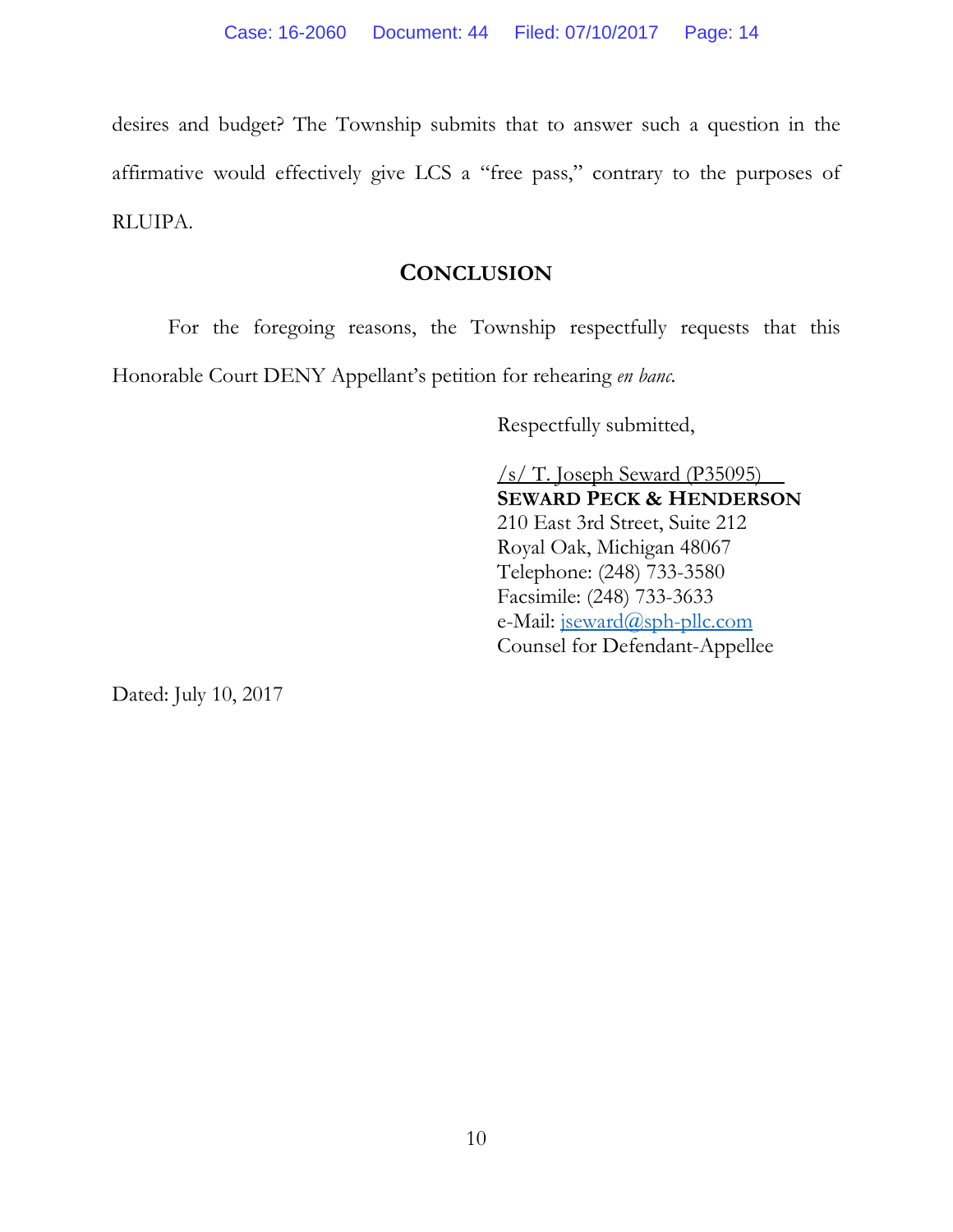desires and budget? The Township submits that to answer such a question in the affirmative would effectively give LCS a "free pass," contrary to the purposes of RLUIPA.

## CONCLUSION

For the foregoing reasons, the Township respectfully requests that this Honorable Court DENY Appellant's petition for rehearing *en banc*.

Respectfully submitted,

/s/ T. Joseph Seward (P35095)
**SEWARD PECK & HENDERSON**
210 East 3rd Street, Suite 212
Royal Oak, Michigan 48067
Telephone: (248) 733-3580
Facsimile: (248) 733-3633
e-Mail: jseward@sph-pllc.com
Counsel for Defendant-Appellee

Dated: July 10, 2017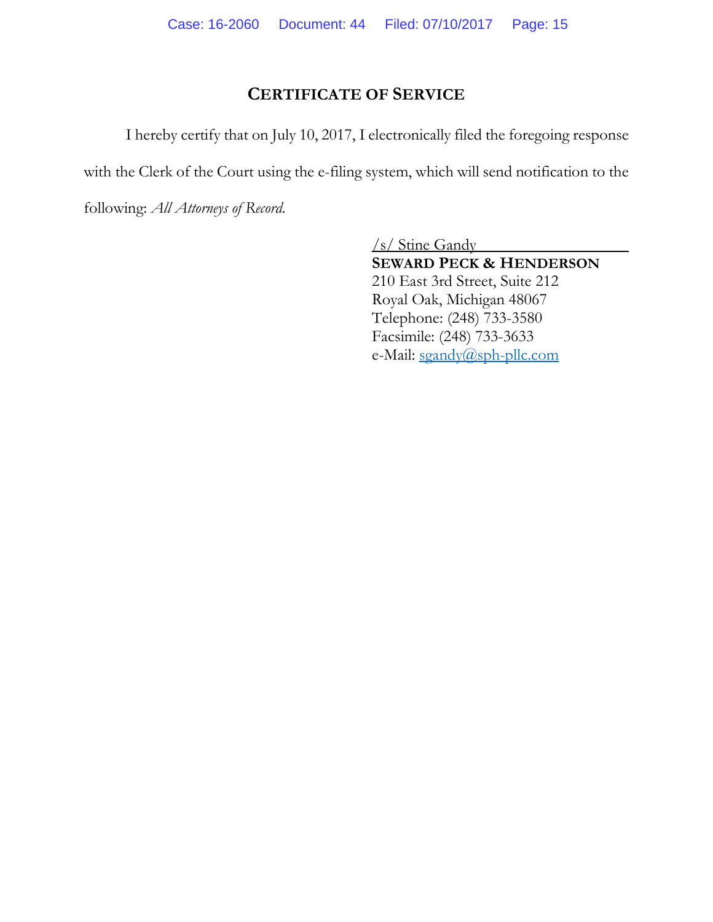## CERTIFICATE OF SERVICE

I hereby certify that on July 10, 2017, I electronically filed the foregoing response with the Clerk of the Court using the e-filing system, which will send notification to the following: *All Attorneys of Record.*

/s/ Stine Gandy
**SEWARD PECK & HENDERSON**
210 East 3rd Street, Suite 212
Royal Oak, Michigan 48067
Telephone: (248) 733-3580
Facsimile: (248) 733-3633
e-Mail: sgandy@sph-pllc.com